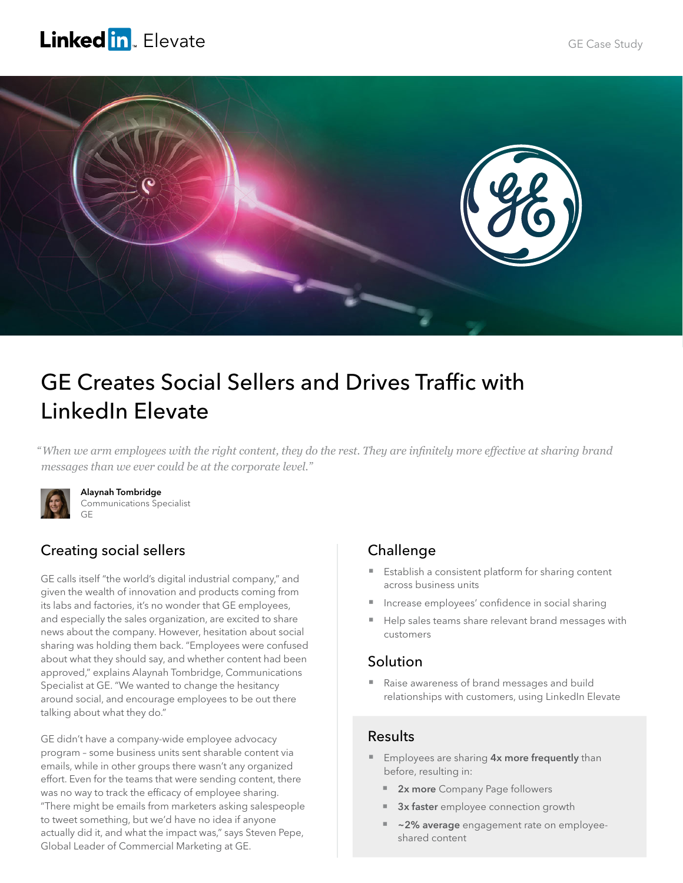LinkedIn Elevate

GE Case Study

# GE Creates Social Sellers and Drives Traffic with LinkedIn Elevate

*"When we arm employees with the right content, they do the rest. They are infinitely more effective at sharing brand messages than we ever could be at the corporate level."*

**Alaynah Tombridge**
Communications Specialist
GE

## Creating social sellers

GE calls itself "the world's digital industrial company," and given the wealth of innovation and products coming from its labs and factories, it's no wonder that GE employees, and especially the sales organization, are excited to share news about the company. However, hesitation about social sharing was holding them back. "Employees were confused about what they should say, and whether content had been approved," explains Alaynah Tombridge, Communications Specialist at GE. "We wanted to change the hesitancy around social, and encourage employees to be out there talking about what they do."

GE didn't have a company-wide employee advocacy program – some business units sent sharable content via emails, while in other groups there wasn't any organized effort. Even for the teams that were sending content, there was no way to track the efficacy of employee sharing. "There might be emails from marketers asking salespeople to tweet something, but we'd have no idea if anyone actually did it, and what the impact was," says Steven Pepe, Global Leader of Commercial Marketing at GE.

## Challenge

- Establish a consistent platform for sharing content across business units
- Increase employees' confidence in social sharing
- Help sales teams share relevant brand messages with customers

## Solution

- Raise awareness of brand messages and build relationships with customers, using LinkedIn Elevate

## Results

- Employees are sharing **4x more frequently** than before, resulting in:
  - **2x more** Company Page followers
  - **3x faster** employee connection growth
  - **~2% average** engagement rate on employee-shared content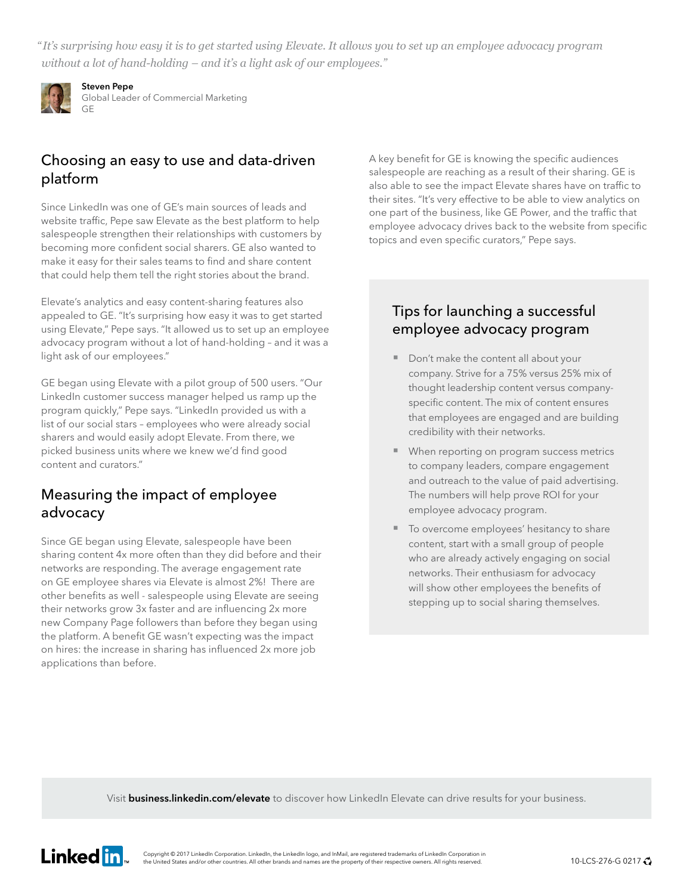*"It's surprising how easy it is to get started using Elevate. It allows you to set up an employee advocacy program without a lot of hand-holding – and it's a light ask of our employees."*

**Steven Pepe**
Global Leader of Commercial Marketing
GE

## Choosing an easy to use and data-driven platform

Since LinkedIn was one of GE's main sources of leads and website traffic, Pepe saw Elevate as the best platform to help salespeople strengthen their relationships with customers by becoming more confident social sharers. GE also wanted to make it easy for their sales teams to find and share content that could help them tell the right stories about the brand.

Elevate's analytics and easy content-sharing features also appealed to GE. "It's surprising how easy it was to get started using Elevate," Pepe says. "It allowed us to set up an employee advocacy program without a lot of hand-holding – and it was a light ask of our employees."

GE began using Elevate with a pilot group of 500 users. "Our LinkedIn customer success manager helped us ramp up the program quickly," Pepe says. "LinkedIn provided us with a list of our social stars – employees who were already social sharers and would easily adopt Elevate. From there, we picked business units where we knew we'd find good content and curators."

## Measuring the impact of employee advocacy

Since GE began using Elevate, salespeople have been sharing content 4x more often than they did before and their networks are responding. The average engagement rate on GE employee shares via Elevate is almost 2%! There are other benefits as well - salespeople using Elevate are seeing their networks grow 3x faster and are influencing 2x more new Company Page followers than before they began using the platform. A benefit GE wasn't expecting was the impact on hires: the increase in sharing has influenced 2x more job applications than before.

A key benefit for GE is knowing the specific audiences salespeople are reaching as a result of their sharing. GE is also able to see the impact Elevate shares have on traffic to their sites. "It's very effective to be able to view analytics on one part of the business, like GE Power, and the traffic that employee advocacy drives back to the website from specific topics and even specific curators," Pepe says.

## Tips for launching a successful employee advocacy program

- Don't make the content all about your company. Strive for a 75% versus 25% mix of thought leadership content versus company-specific content. The mix of content ensures that employees are engaged and are building credibility with their networks.
- When reporting on program success metrics to company leaders, compare engagement and outreach to the value of paid advertising. The numbers will help prove ROI for your employee advocacy program.
- To overcome employees' hesitancy to share content, start with a small group of people who are already actively engaging on social networks. Their enthusiasm for advocacy will show other employees the benefits of stepping up to social sharing themselves.

Visit **business.linkedin.com/elevate** to discover how LinkedIn Elevate can drive results for your business.

Copyright © 2017 LinkedIn Corporation. LinkedIn, the LinkedIn logo, and InMail, are registered trademarks of LinkedIn Corporation in the United States and/or other countries. All other brands and names are the property of their respective owners. All rights reserved.

10-LCS-276-G 0217